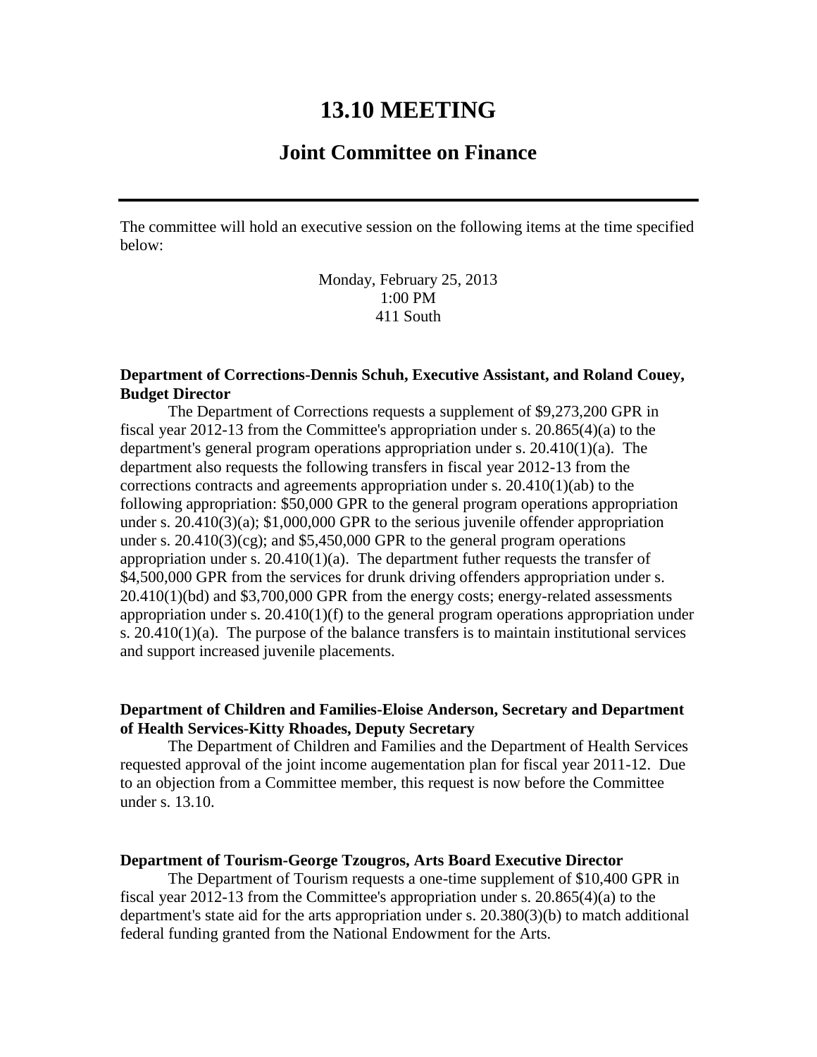# 13.10 MEETING

## Joint Committee on Finance

---

The committee will hold an executive session on the following items at the time specified below:

Monday, February 25, 2013
1:00 PM
411 South

**Department of Corrections-Dennis Schuh, Executive Assistant, and Roland Couey, Budget Director**

The Department of Corrections requests a supplement of $9,273,200 GPR in fiscal year 2012-13 from the Committee's appropriation under s. 20.865(4)(a) to the department's general program operations appropriation under s. 20.410(1)(a). The department also requests the following transfers in fiscal year 2012-13 from the corrections contracts and agreements appropriation under s. 20.410(1)(ab) to the following appropriation: $50,000 GPR to the general program operations appropriation under s. 20.410(3)(a); $1,000,000 GPR to the serious juvenile offender appropriation under s. 20.410(3)(cg); and $5,450,000 GPR to the general program operations appropriation under s. 20.410(1)(a). The department futher requests the transfer of $4,500,000 GPR from the services for drunk driving offenders appropriation under s. 20.410(1)(bd) and $3,700,000 GPR from the energy costs; energy-related assessments appropriation under s. 20.410(1)(f) to the general program operations appropriation under s. 20.410(1)(a). The purpose of the balance transfers is to maintain institutional services and support increased juvenile placements.

**Department of Children and Families-Eloise Anderson, Secretary and Department of Health Services-Kitty Rhoades, Deputy Secretary**

The Department of Children and Families and the Department of Health Services requested approval of the joint income augementation plan for fiscal year 2011-12. Due to an objection from a Committee member, this request is now before the Committee under s. 13.10.

**Department of Tourism-George Tzougros, Arts Board Executive Director**

The Department of Tourism requests a one-time supplement of $10,400 GPR in fiscal year 2012-13 from the Committee's appropriation under s. 20.865(4)(a) to the department's state aid for the arts appropriation under s. 20.380(3)(b) to match additional federal funding granted from the National Endowment for the Arts.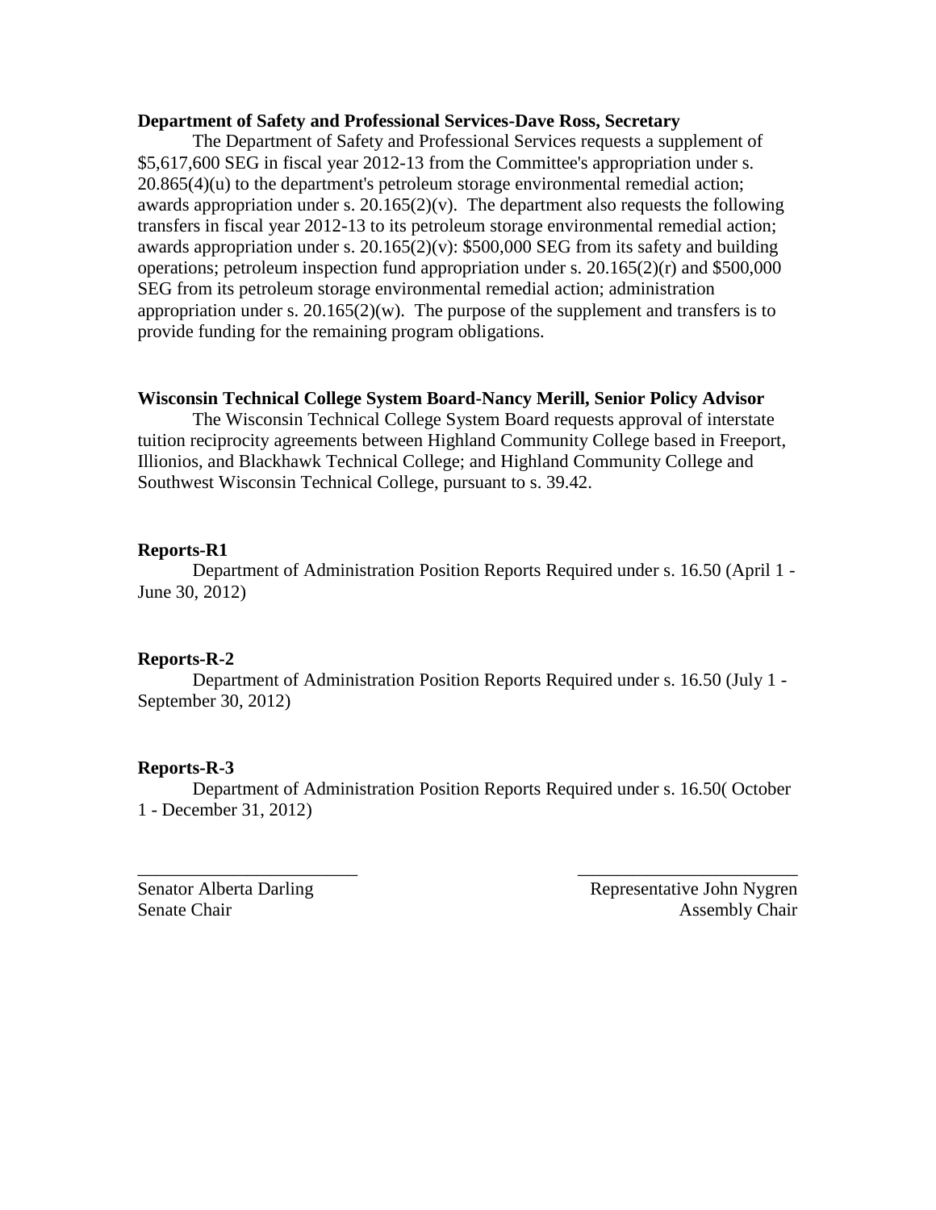**Department of Safety and Professional Services-Dave Ross, Secretary**

The Department of Safety and Professional Services requests a supplement of $5,617,600 SEG in fiscal year 2012-13 from the Committee's appropriation under s. 20.865(4)(u) to the department's petroleum storage environmental remedial action; awards appropriation under s. 20.165(2)(v). The department also requests the following transfers in fiscal year 2012-13 to its petroleum storage environmental remedial action; awards appropriation under s. 20.165(2)(v): $500,000 SEG from its safety and building operations; petroleum inspection fund appropriation under s. 20.165(2)(r) and $500,000 SEG from its petroleum storage environmental remedial action; administration appropriation under s. 20.165(2)(w). The purpose of the supplement and transfers is to provide funding for the remaining program obligations.

**Wisconsin Technical College System Board-Nancy Merill, Senior Policy Advisor**

The Wisconsin Technical College System Board requests approval of interstate tuition reciprocity agreements between Highland Community College based in Freeport, Illionios, and Blackhawk Technical College; and Highland Community College and Southwest Wisconsin Technical College, pursuant to s. 39.42.

**Reports-R1**

Department of Administration Position Reports Required under s. 16.50 (April 1 - June 30, 2012)

**Reports-R-2**

Department of Administration Position Reports Required under s. 16.50 (July 1 - September 30, 2012)

**Reports-R-3**

Department of Administration Position Reports Required under s. 16.50( October 1 - December 31, 2012)

________________________ ________________________

Senator Alberta Darling
Senate Chair

Representative John Nygren
Assembly Chair